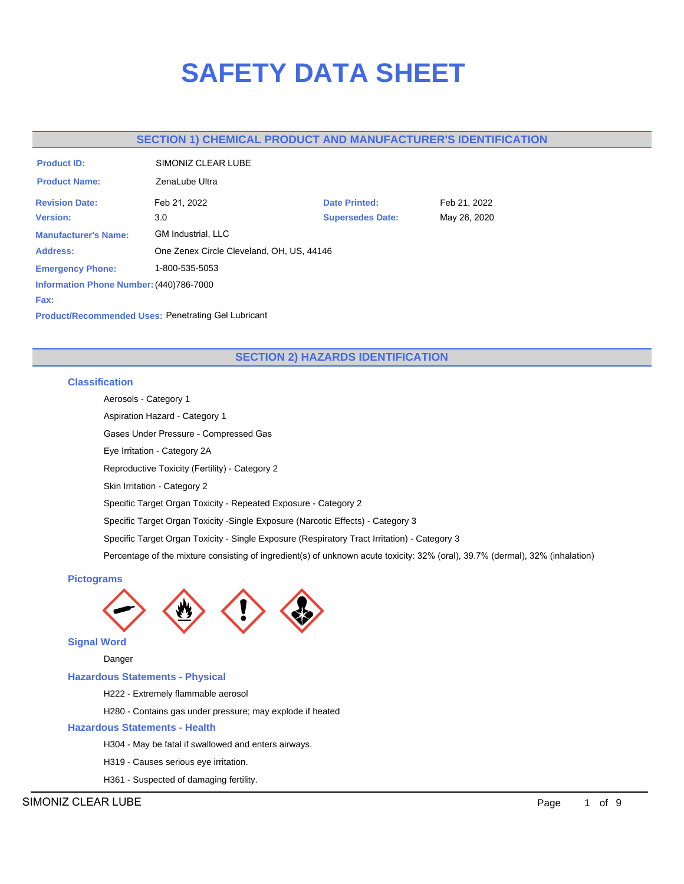# SAFETY DATA SHEET

## SECTION 1) CHEMICAL PRODUCT AND MANUFACTURER'S IDENTIFICATION

**Product ID:** SIMONIZ CLEAR LUBE

**Product Name:** ZenaLube Ultra

| | | | |
|---|---|---|---|
| **Revision Date:** | Feb 21, 2022 | **Date Printed:** | Feb 21, 2022 |
| **Version:** | 3.0 | **Supersedes Date:** | May 26, 2020 |

**Manufacturer's Name:** GM Industrial, LLC

**Address:** One Zenex Circle Cleveland, OH, US, 44146

**Emergency Phone:** 1-800-535-5053

**Information Phone Number:** (440)786-7000

**Fax:**

**Product/Recommended Uses:** Penetrating Gel Lubricant

## SECTION 2) HAZARDS IDENTIFICATION

### Classification

Aerosols - Category 1

Aspiration Hazard - Category 1

Gases Under Pressure - Compressed Gas

Eye Irritation - Category 2A

Reproductive Toxicity (Fertility) - Category 2

Skin Irritation - Category 2

Specific Target Organ Toxicity - Repeated Exposure - Category 2

Specific Target Organ Toxicity -Single Exposure (Narcotic Effects) - Category 3

Specific Target Organ Toxicity - Single Exposure (Respiratory Tract Irritation) - Category 3

Percentage of the mixture consisting of ingredient(s) of unknown acute toxicity: 32% (oral), 39.7% (dermal), 32% (inhalation)

### Pictograms

### Signal Word

Danger

### Hazardous Statements - Physical

H222 - Extremely flammable aerosol

H280 - Contains gas under pressure; may explode if heated

### Hazardous Statements - Health

H304 - May be fatal if swallowed and enters airways.

H319 - Causes serious eye irritation.

H361 - Suspected of damaging fertility.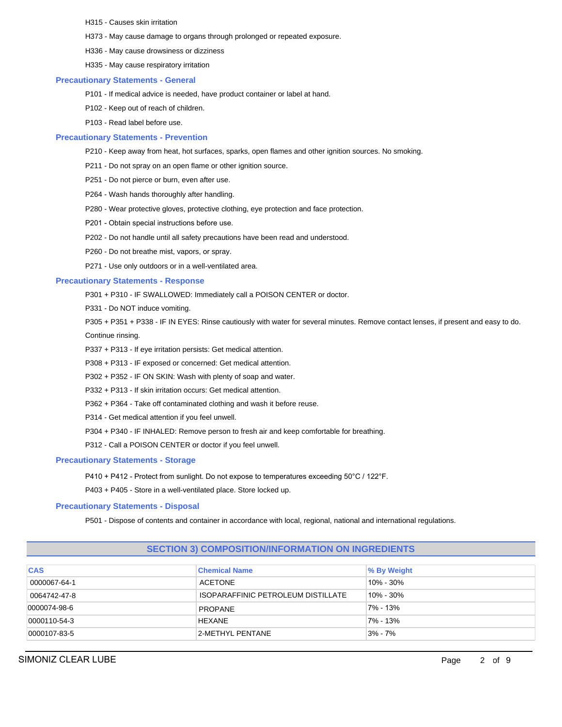H315 - Causes skin irritation

H373 - May cause damage to organs through prolonged or repeated exposure.

H336 - May cause drowsiness or dizziness

H335 - May cause respiratory irritation

### Precautionary Statements - General

P101 - If medical advice is needed, have product container or label at hand.

P102 - Keep out of reach of children.

P103 - Read label before use.

### Precautionary Statements - Prevention

P210 - Keep away from heat, hot surfaces, sparks, open flames and other ignition sources. No smoking.

P211 - Do not spray on an open flame or other ignition source.

P251 - Do not pierce or burn, even after use.

P264 - Wash hands thoroughly after handling.

P280 - Wear protective gloves, protective clothing, eye protection and face protection.

P201 - Obtain special instructions before use.

P202 - Do not handle until all safety precautions have been read and understood.

P260 - Do not breathe mist, vapors, or spray.

P271 - Use only outdoors or in a well-ventilated area.

### Precautionary Statements - Response

P301 + P310 - IF SWALLOWED: Immediately call a POISON CENTER or doctor.

P331 - Do NOT induce vomiting.

P305 + P351 + P338 - IF IN EYES: Rinse cautiously with water for several minutes. Remove contact lenses, if present and easy to do. Continue rinsing.

P337 + P313 - If eye irritation persists: Get medical attention.

P308 + P313 - IF exposed or concerned: Get medical attention.

P302 + P352 - IF ON SKIN: Wash with plenty of soap and water.

P332 + P313 - If skin irritation occurs: Get medical attention.

P362 + P364 - Take off contaminated clothing and wash it before reuse.

P314 - Get medical attention if you feel unwell.

P304 + P340 - IF INHALED: Remove person to fresh air and keep comfortable for breathing.

P312 - Call a POISON CENTER or doctor if you feel unwell.

### Precautionary Statements - Storage

P410 + P412 - Protect from sunlight. Do not expose to temperatures exceeding 50°C / 122°F.

P403 + P405 - Store in a well-ventilated place. Store locked up.

### Precautionary Statements - Disposal

P501 - Dispose of contents and container in accordance with local, regional, national and international regulations.

## SECTION 3) COMPOSITION/INFORMATION ON INGREDIENTS

| CAS | Chemical Name | % By Weight |
|---|---|---|
| 0000067-64-1 | ACETONE | 10% - 30% |
| 0064742-47-8 | ISOPARAFFINIC PETROLEUM DISTILLATE | 10% - 30% |
| 0000074-98-6 | PROPANE | 7% - 13% |
| 0000110-54-3 | HEXANE | 7% - 13% |
| 0000107-83-5 | 2-METHYL PENTANE | 3% - 7% |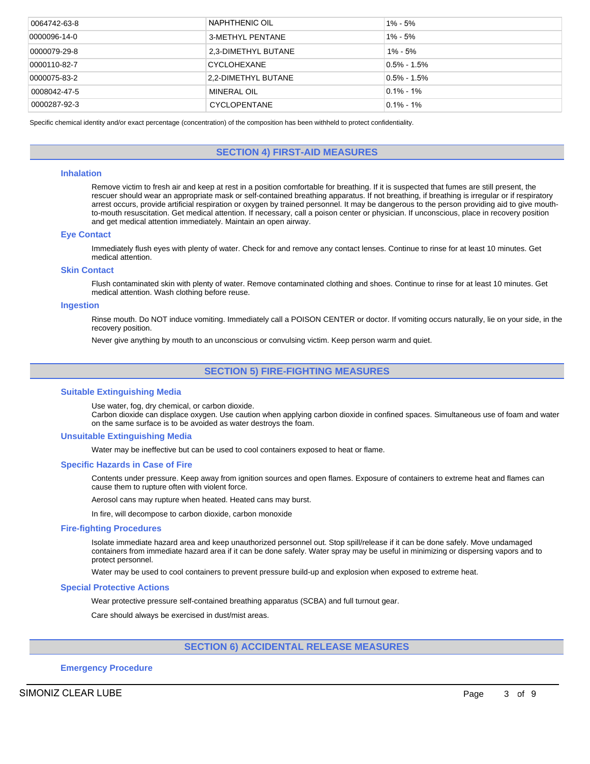| | | |
|---|---|---|
| 0064742-63-8 | NAPHTHENIC OIL | 1% - 5% |
| 0000096-14-0 | 3-METHYL PENTANE | 1% - 5% |
| 0000079-29-8 | 2,3-DIMETHYL BUTANE | 1% - 5% |
| 0000110-82-7 | CYCLOHEXANE | 0.5% - 1.5% |
| 0000075-83-2 | 2,2-DIMETHYL BUTANE | 0.5% - 1.5% |
| 0008042-47-5 | MINERAL OIL | 0.1% - 1% |
| 0000287-92-3 | CYCLOPENTANE | 0.1% - 1% |

Specific chemical identity and/or exact percentage (concentration) of the composition has been withheld to protect confidentiality.

## SECTION 4) FIRST-AID MEASURES

### Inhalation

Remove victim to fresh air and keep at rest in a position comfortable for breathing. If it is suspected that fumes are still present, the rescuer should wear an appropriate mask or self-contained breathing apparatus. If not breathing, if breathing is irregular or if respiratory arrest occurs, provide artificial respiration or oxygen by trained personnel. It may be dangerous to the person providing aid to give mouth-to-mouth resuscitation. Get medical attention. If necessary, call a poison center or physician. If unconscious, place in recovery position and get medical attention immediately. Maintain an open airway.

### Eye Contact

Immediately flush eyes with plenty of water. Check for and remove any contact lenses. Continue to rinse for at least 10 minutes. Get medical attention.

### Skin Contact

Flush contaminated skin with plenty of water. Remove contaminated clothing and shoes. Continue to rinse for at least 10 minutes. Get medical attention. Wash clothing before reuse.

### Ingestion

Rinse mouth. Do NOT induce vomiting. Immediately call a POISON CENTER or doctor. If vomiting occurs naturally, lie on your side, in the recovery position.

Never give anything by mouth to an unconscious or convulsing victim. Keep person warm and quiet.

## SECTION 5) FIRE-FIGHTING MEASURES

### Suitable Extinguishing Media

Use water, fog, dry chemical, or carbon dioxide.
Carbon dioxide can displace oxygen. Use caution when applying carbon dioxide in confined spaces. Simultaneous use of foam and water on the same surface is to be avoided as water destroys the foam.

### Unsuitable Extinguishing Media

Water may be ineffective but can be used to cool containers exposed to heat or flame.

### Specific Hazards in Case of Fire

Contents under pressure. Keep away from ignition sources and open flames. Exposure of containers to extreme heat and flames can cause them to rupture often with violent force.

Aerosol cans may rupture when heated. Heated cans may burst.

In fire, will decompose to carbon dioxide, carbon monoxide

### Fire-fighting Procedures

Isolate immediate hazard area and keep unauthorized personnel out. Stop spill/release if it can be done safely. Move undamaged containers from immediate hazard area if it can be done safely. Water spray may be useful in minimizing or dispersing vapors and to protect personnel.

Water may be used to cool containers to prevent pressure build-up and explosion when exposed to extreme heat.

### Special Protective Actions

Wear protective pressure self-contained breathing apparatus (SCBA) and full turnout gear.

Care should always be exercised in dust/mist areas.

## SECTION 6) ACCIDENTAL RELEASE MEASURES

### Emergency Procedure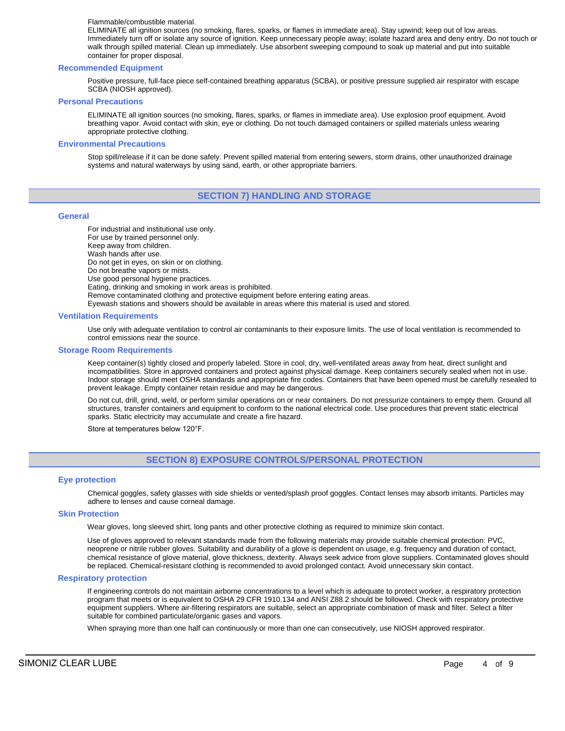Flammable/combustible material.
ELIMINATE all ignition sources (no smoking, flares, sparks, or flames in immediate area). Stay upwind; keep out of low areas. Immediately turn off or isolate any source of ignition. Keep unnecessary people away; isolate hazard area and deny entry. Do not touch or walk through spilled material. Clean up immediately. Use absorbent sweeping compound to soak up material and put into suitable container for proper disposal.

### Recommended Equipment

Positive pressure, full-face piece self-contained breathing apparatus (SCBA), or positive pressure supplied air respirator with escape SCBA (NIOSH approved).

### Personal Precautions

ELIMINATE all ignition sources (no smoking, flares, sparks, or flames in immediate area). Use explosion proof equipment. Avoid breathing vapor. Avoid contact with skin, eye or clothing. Do not touch damaged containers or spilled materials unless wearing appropriate protective clothing.

### Environmental Precautions

Stop spill/release if it can be done safely. Prevent spilled material from entering sewers, storm drains, other unauthorized drainage systems and natural waterways by using sand, earth, or other appropriate barriers.

## SECTION 7) HANDLING AND STORAGE

### General

For industrial and institutional use only.
For use by trained personnel only.
Keep away from children.
Wash hands after use.
Do not get in eyes, on skin or on clothing.
Do not breathe vapors or mists.
Use good personal hygiene practices.
Eating, drinking and smoking in work areas is prohibited.
Remove contaminated clothing and protective equipment before entering eating areas.
Eyewash stations and showers should be available in areas where this material is used and stored.

### Ventilation Requirements

Use only with adequate ventilation to control air contaminants to their exposure limits. The use of local ventilation is recommended to control emissions near the source.

### Storage Room Requirements

Keep container(s) tightly closed and properly labeled. Store in cool, dry, well-ventilated areas away from heat, direct sunlight and incompatibilities. Store in approved containers and protect against physical damage. Keep containers securely sealed when not in use. Indoor storage should meet OSHA standards and appropriate fire codes. Containers that have been opened must be carefully resealed to prevent leakage. Empty container retain residue and may be dangerous.

Do not cut, drill, grind, weld, or perform similar operations on or near containers. Do not pressurize containers to empty them. Ground all structures, transfer containers and equipment to conform to the national electrical code. Use procedures that prevent static electrical sparks. Static electricity may accumulate and create a fire hazard.

Store at temperatures below 120°F.

## SECTION 8) EXPOSURE CONTROLS/PERSONAL PROTECTION

### Eye protection

Chemical goggles, safety glasses with side shields or vented/splash proof goggles. Contact lenses may absorb irritants. Particles may adhere to lenses and cause corneal damage.

### Skin Protection

Wear gloves, long sleeved shirt, long pants and other protective clothing as required to minimize skin contact.

Use of gloves approved to relevant standards made from the following materials may provide suitable chemical protection: PVC, neoprene or nitrile rubber gloves. Suitability and durability of a glove is dependent on usage, e.g. frequency and duration of contact, chemical resistance of glove material, glove thickness, dexterity. Always seek advice from glove suppliers. Contaminated gloves should be replaced. Chemical-resistant clothing is recommended to avoid prolonged contact. Avoid unnecessary skin contact.

### Respiratory protection

If engineering controls do not maintain airborne concentrations to a level which is adequate to protect worker, a respiratory protection program that meets or is equivalent to OSHA 29 CFR 1910.134 and ANSI Z88.2 should be followed. Check with respiratory protective equipment suppliers. Where air-filtering respirators are suitable, select an appropriate combination of mask and filter. Select a filter suitable for combined particulate/organic gases and vapors.

When spraying more than one half can continuously or more than one can consecutively, use NIOSH approved respirator.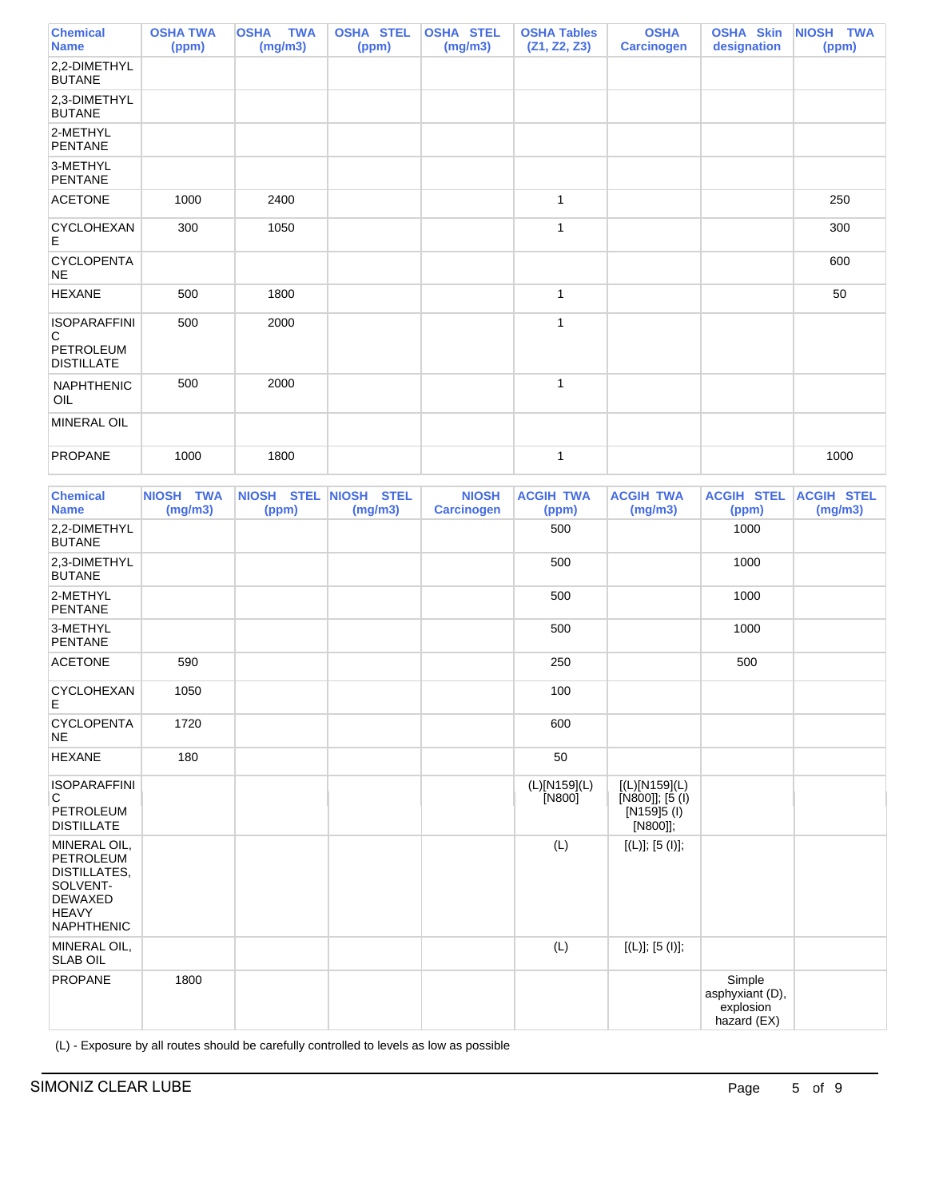| Chemical Name | OSHA TWA (ppm) | OSHA TWA (mg/m3) | OSHA STEL (ppm) | OSHA STEL (mg/m3) | OSHA Tables (Z1, Z2, Z3) | OSHA Carcinogen | OSHA Skin designation | NIOSH TWA (ppm) |
|---|---|---|---|---|---|---|---|---|
| 2,2-DIMETHYL BUTANE | | | | | | | | |
| 2,3-DIMETHYL BUTANE | | | | | | | | |
| 2-METHYL PENTANE | | | | | | | | |
| 3-METHYL PENTANE | | | | | | | | |
| ACETONE | 1000 | 2400 | | | 1 | | | 250 |
| CYCLOHEXANE | 300 | 1050 | | | 1 | | | 300 |
| CYCLOPENTANE | | | | | | | | 600 |
| HEXANE | 500 | 1800 | | | 1 | | | 50 |
| ISOPARAFFINIC PETROLEUM DISTILLATE | 500 | 2000 | | | 1 | | | |
| NAPHTHENIC OIL | 500 | 2000 | | | 1 | | | |
| MINERAL OIL | | | | | | | | |
| PROPANE | 1000 | 1800 | | | 1 | | | 1000 |

| Chemical Name | NIOSH TWA (mg/m3) | NIOSH STEL (ppm) | NIOSH STEL (mg/m3) | NIOSH Carcinogen | ACGIH TWA (ppm) | ACGIH TWA (mg/m3) | ACGIH STEL (ppm) | ACGIH STEL (mg/m3) |
|---|---|---|---|---|---|---|---|---|
| 2,2-DIMETHYL BUTANE | | | | | 500 | | 1000 | |
| 2,3-DIMETHYL BUTANE | | | | | 500 | | 1000 | |
| 2-METHYL PENTANE | | | | | 500 | | 1000 | |
| 3-METHYL PENTANE | | | | | 500 | | 1000 | |
| ACETONE | 590 | | | | 250 | | 500 | |
| CYCLOHEXANE | 1050 | | | | 100 | | | |
| CYCLOPENTANE | 1720 | | | | 600 | | | |
| HEXANE | 180 | | | | 50 | | | |
| ISOPARAFFINIC PETROLEUM DISTILLATE | | | | | (L)[N159](L)[N800] | [(L)[N159](L)[N800]]; [5 (I)[N159]5 (I)[N800]]; | | |
| MINERAL OIL, PETROLEUM DISTILLATES, SOLVENT-DEWAXED HEAVY NAPHTHENIC | | | | | (L) | [(L)]; [5 (I)]; | | |
| MINERAL OIL, SLAB OIL | | | | | (L) | [(L)]; [5 (I)]; | | |
| PROPANE | 1800 | | | | | | Simple asphyxiant (D), explosion hazard (EX) | |

(L) - Exposure by all routes should be carefully controlled to levels as low as possible

SIMONIZ CLEAR LUBE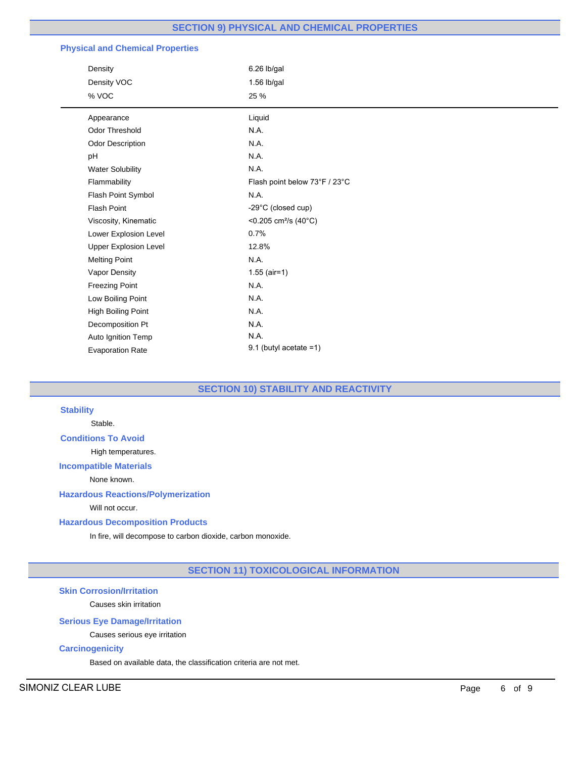## SECTION 9) PHYSICAL AND CHEMICAL PROPERTIES

### Physical and Chemical Properties

| | |
|---|---|
| Density | 6.26 lb/gal |
| Density VOC | 1.56 lb/gal |
| % VOC | 25 % |

| | |
|---|---|
| Appearance | Liquid |
| Odor Threshold | N.A. |
| Odor Description | N.A. |
| pH | N.A. |
| Water Solubility | N.A. |
| Flammability | Flash point below 73°F / 23°C |
| Flash Point Symbol | N.A. |
| Flash Point | -29°C (closed cup) |
| Viscosity, Kinematic | <0.205 cm²/s (40°C) |
| Lower Explosion Level | 0.7% |
| Upper Explosion Level | 12.8% |
| Melting Point | N.A. |
| Vapor Density | 1.55 (air=1) |
| Freezing Point | N.A. |
| Low Boiling Point | N.A. |
| High Boiling Point | N.A. |
| Decomposition Pt | N.A. |
| Auto Ignition Temp | N.A. |
| Evaporation Rate | 9.1 (butyl acetate =1) |

## SECTION 10) STABILITY AND REACTIVITY

### Stability

Stable.

### Conditions To Avoid

High temperatures.

### Incompatible Materials

None known.

### Hazardous Reactions/Polymerization

Will not occur.

### Hazardous Decomposition Products

In fire, will decompose to carbon dioxide, carbon monoxide.

## SECTION 11) TOXICOLOGICAL INFORMATION

### Skin Corrosion/Irritation

Causes skin irritation

### Serious Eye Damage/Irritation

Causes serious eye irritation

### Carcinogenicity

Based on available data, the classification criteria are not met.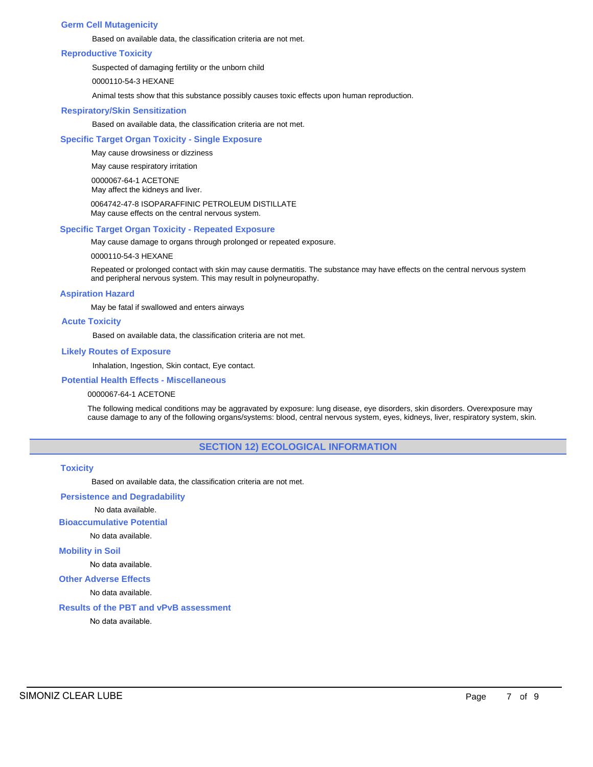### Germ Cell Mutagenicity

Based on available data, the classification criteria are not met.

### Reproductive Toxicity

Suspected of damaging fertility or the unborn child

0000110-54-3 HEXANE

Animal tests show that this substance possibly causes toxic effects upon human reproduction.

### Respiratory/Skin Sensitization

Based on available data, the classification criteria are not met.

### Specific Target Organ Toxicity - Single Exposure

May cause drowsiness or dizziness

May cause respiratory irritation

0000067-64-1 ACETONE
May affect the kidneys and liver.

0064742-47-8 ISOPARAFFINIC PETROLEUM DISTILLATE
May cause effects on the central nervous system.

### Specific Target Organ Toxicity - Repeated Exposure

May cause damage to organs through prolonged or repeated exposure.

0000110-54-3 HEXANE

Repeated or prolonged contact with skin may cause dermatitis. The substance may have effects on the central nervous system and peripheral nervous system. This may result in polyneuropathy.

### Aspiration Hazard

May be fatal if swallowed and enters airways

### Acute Toxicity

Based on available data, the classification criteria are not met.

### Likely Routes of Exposure

Inhalation, Ingestion, Skin contact, Eye contact.

### Potential Health Effects - Miscellaneous

0000067-64-1 ACETONE

The following medical conditions may be aggravated by exposure: lung disease, eye disorders, skin disorders. Overexposure may cause damage to any of the following organs/systems: blood, central nervous system, eyes, kidneys, liver, respiratory system, skin.

## SECTION 12) ECOLOGICAL INFORMATION

### Toxicity

Based on available data, the classification criteria are not met.

### Persistence and Degradability

No data available.

### Bioaccumulative Potential

No data available.

### Mobility in Soil

No data available.

### Other Adverse Effects

No data available.

### Results of the PBT and vPvB assessment

No data available.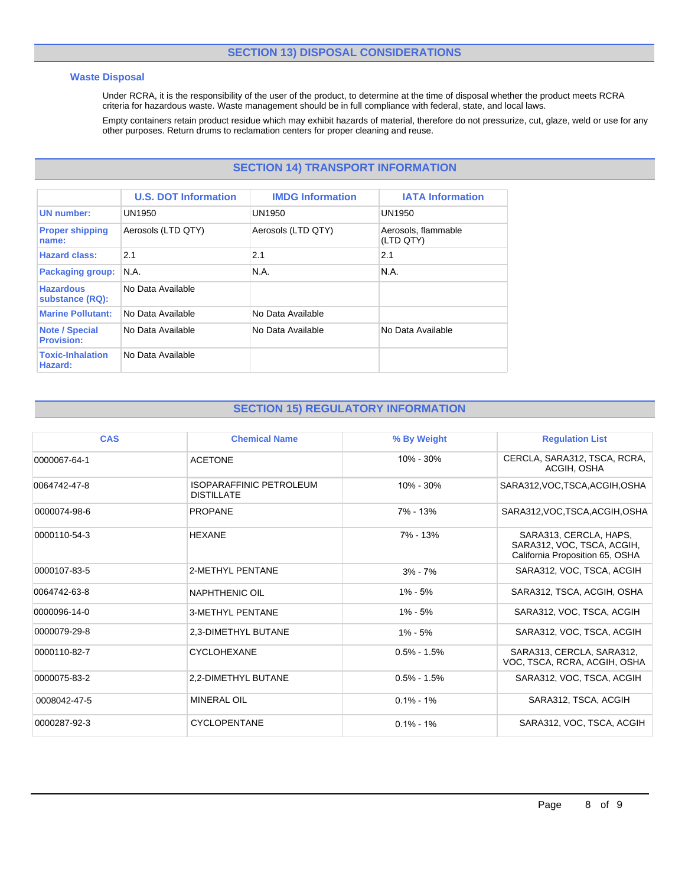## SECTION 13) DISPOSAL CONSIDERATIONS

### Waste Disposal

Under RCRA, it is the responsibility of the user of the product, to determine at the time of disposal whether the product meets RCRA criteria for hazardous waste. Waste management should be in full compliance with federal, state, and local laws.

Empty containers retain product residue which may exhibit hazards of material, therefore do not pressurize, cut, glaze, weld or use for any other purposes. Return drums to reclamation centers for proper cleaning and reuse.

## SECTION 14) TRANSPORT INFORMATION

| | U.S. DOT Information | IMDG Information | IATA Information |
|---|---|---|---|
| UN number: | UN1950 | UN1950 | UN1950 |
| Proper shipping name: | Aerosols (LTD QTY) | Aerosols (LTD QTY) | Aerosols, flammable (LTD QTY) |
| Hazard class: | 2.1 | 2.1 | 2.1 |
| Packaging group: | N.A. | N.A. | N.A. |
| Hazardous substance (RQ): | No Data Available | | |
| Marine Pollutant: | No Data Available | No Data Available | |
| Note / Special Provision: | No Data Available | No Data Available | No Data Available |
| Toxic-Inhalation Hazard: | No Data Available | | |

## SECTION 15) REGULATORY INFORMATION

| CAS | Chemical Name | % By Weight | Regulation List |
|---|---|---|---|
| 0000067-64-1 | ACETONE | 10% - 30% | CERCLA, SARA312, TSCA, RCRA, ACGIH, OSHA |
| 0064742-47-8 | ISOPARAFFINIC PETROLEUM DISTILLATE | 10% - 30% | SARA312,VOC,TSCA,ACGIH,OSHA |
| 0000074-98-6 | PROPANE | 7% - 13% | SARA312,VOC,TSCA,ACGIH,OSHA |
| 0000110-54-3 | HEXANE | 7% - 13% | SARA313, CERCLA, HAPS, SARA312, VOC, TSCA, ACGIH, California Proposition 65, OSHA |
| 0000107-83-5 | 2-METHYL PENTANE | 3% - 7% | SARA312, VOC, TSCA, ACGIH |
| 0064742-63-8 | NAPHTHENIC OIL | 1% - 5% | SARA312, TSCA, ACGIH, OSHA |
| 0000096-14-0 | 3-METHYL PENTANE | 1% - 5% | SARA312, VOC, TSCA, ACGIH |
| 0000079-29-8 | 2,3-DIMETHYL BUTANE | 1% - 5% | SARA312, VOC, TSCA, ACGIH |
| 0000110-82-7 | CYCLOHEXANE | 0.5% - 1.5% | SARA313, CERCLA, SARA312, VOC, TSCA, RCRA, ACGIH, OSHA |
| 0000075-83-2 | 2,2-DIMETHYL BUTANE | 0.5% - 1.5% | SARA312, VOC, TSCA, ACGIH |
| 0008042-47-5 | MINERAL OIL | 0.1% - 1% | SARA312, TSCA, ACGIH |
| 0000287-92-3 | CYCLOPENTANE | 0.1% - 1% | SARA312, VOC, TSCA, ACGIH |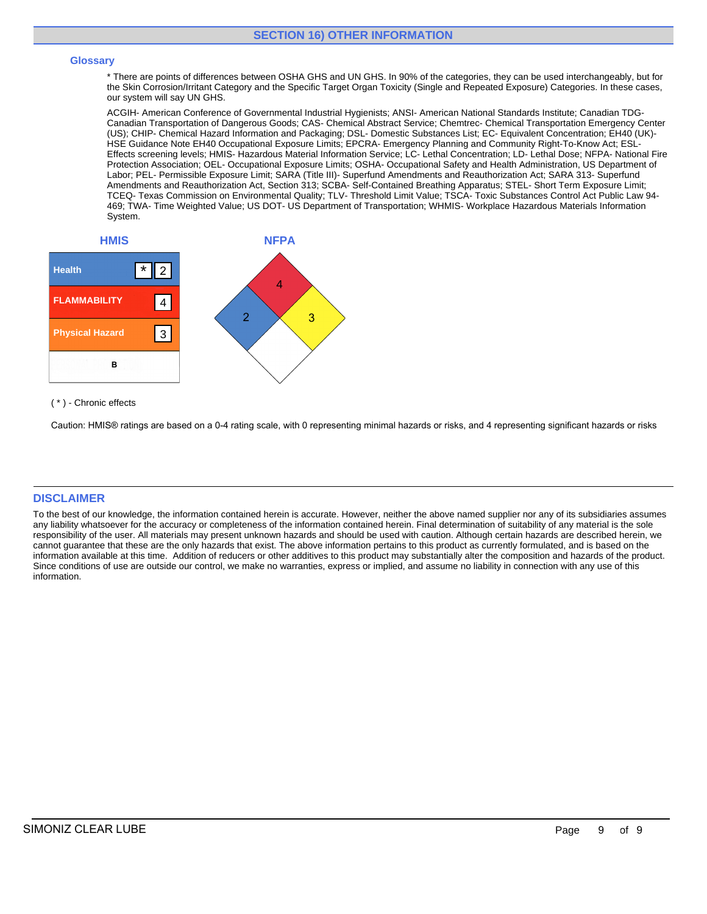## SECTION 16) OTHER INFORMATION

### Glossary

* There are points of differences between OSHA GHS and UN GHS. In 90% of the categories, they can be used interchangeably, but for the Skin Corrosion/Irritant Category and the Specific Target Organ Toxicity (Single and Repeated Exposure) Categories. In these cases, our system will say UN GHS.

ACGIH- American Conference of Governmental Industrial Hygienists; ANSI- American National Standards Institute; Canadian TDG- Canadian Transportation of Dangerous Goods; CAS- Chemical Abstract Service; Chemtrec- Chemical Transportation Emergency Center (US); CHIP- Chemical Hazard Information and Packaging; DSL- Domestic Substances List; EC- Equivalent Concentration; EH40 (UK)- HSE Guidance Note EH40 Occupational Exposure Limits; EPCRA- Emergency Planning and Community Right-To-Know Act; ESL- Effects screening levels; HMIS- Hazardous Material Information Service; LC- Lethal Concentration; LD- Lethal Dose; NFPA- National Fire Protection Association; OEL- Occupational Exposure Limits; OSHA- Occupational Safety and Health Administration, US Department of Labor; PEL- Permissible Exposure Limit; SARA (Title III)- Superfund Amendments and Reauthorization Act; SARA 313- Superfund Amendments and Reauthorization Act, Section 313; SCBA- Self-Contained Breathing Apparatus; STEL- Short Term Exposure Limit; TCEQ- Texas Commission on Environmental Quality; TLV- Threshold Limit Value; TSCA- Toxic Substances Control Act Public Law 94-469; TWA- Time Weighted Value; US DOT- US Department of Transportation; WHMIS- Workplace Hazardous Materials Information System.

**HMIS**

| | |
|---|---|
| Health | * 2 |
| FLAMMABILITY | 4 |
| Physical Hazard | 3 |
| B | |

**NFPA**

4

2

3

( * ) - Chronic effects

Caution: HMIS® ratings are based on a 0-4 rating scale, with 0 representing minimal hazards or risks, and 4 representing significant hazards or risks

## DISCLAIMER

To the best of our knowledge, the information contained herein is accurate. However, neither the above named supplier nor any of its subsidiaries assumes any liability whatsoever for the accuracy or completeness of the information contained herein. Final determination of suitability of any material is the sole responsibility of the user. All materials may present unknown hazards and should be used with caution. Although certain hazards are described herein, we cannot guarantee that these are the only hazards that exist. The above information pertains to this product as currently formulated, and is based on the information available at this time. Addition of reducers or other additives to this product may substantially alter the composition and hazards of the product. Since conditions of use are outside our control, we make no warranties, express or implied, and assume no liability in connection with any use of this information.